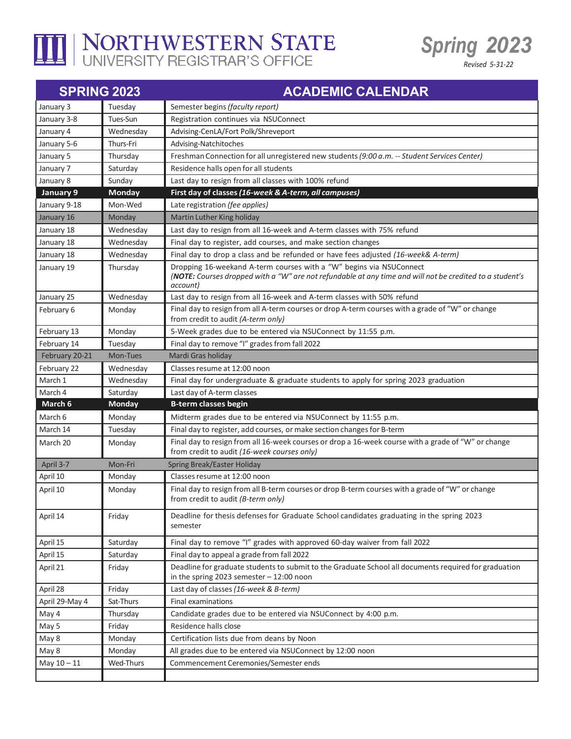# NORTHWESTERN STATE UNIVERSITY REGISTRAR'S OFFICE

## Spring 2023

*Revised 5-31-22*

| SPRING 2023 | | ACADEMIC CALENDAR |
|---|---|---|
| January 3 | Tuesday | Semester begins *(faculty report)* |
| January 3-8 | Tues-Sun | Registration continues via NSUConnect |
| January 4 | Wednesday | Advising-CenLA/Fort Polk/Shreveport |
| January 5-6 | Thurs-Fri | Advising-Natchitoches |
| January 5 | Thursday | Freshman Connection for all unregistered new students *(9:00 a.m. -- Student Services Center)* |
| January 7 | Saturday | Residence halls open for all students |
| January 8 | Sunday | Last day to resign from all classes with 100% refund |
| **January 9** | **Monday** | **First day of classes *(16-week & A-term, all campuses)*** |
| January 9-18 | Mon-Wed | Late registration *(fee applies)* |
| January 16 | Monday | Martin Luther King holiday |
| January 18 | Wednesday | Last day to resign from all 16-week and A-term classes with 75% refund |
| January 18 | Wednesday | Final day to register, add courses, and make section changes |
| January 18 | Wednesday | Final day to drop a class and be refunded or have fees adjusted *(16-week& A-term)* |
| January 19 | Thursday | Dropping 16-weekand A-term courses with a "W" begins via NSUConnect *(**NOTE:** Courses dropped with a "W" are not refundable at any time and will not be credited to a student's account)* |
| January 25 | Wednesday | Last day to resign from all 16-week and A-term classes with 50% refund |
| February 6 | Monday | Final day to resign from all A-term courses or drop A-term courses with a grade of "W" or change from credit to audit *(A-term only)* |
| February 13 | Monday | 5-Week grades due to be entered via NSUConnect by 11:55 p.m. |
| February 14 | Tuesday | Final day to remove "I" grades from fall 2022 |
| February 20-21 | Mon-Tues | Mardi Gras holiday |
| February 22 | Wednesday | Classes resume at 12:00 noon |
| March 1 | Wednesday | Final day for undergraduate & graduate students to apply for spring 2023 graduation |
| March 4 | Saturday | Last day of A-term classes |
| **March 6** | **Monday** | **B-term classes begin** |
| March 6 | Monday | Midterm grades due to be entered via NSUConnect by 11:55 p.m. |
| March 14 | Tuesday | Final day to register, add courses, or make section changes for B-term |
| March 20 | Monday | Final day to resign from all 16-week courses or drop a 16-week course with a grade of "W" or change from credit to audit *(16-week courses only)* |
| April 3-7 | Mon-Fri | Spring Break/Easter Holiday |
| April 10 | Monday | Classes resume at 12:00 noon |
| April 10 | Monday | Final day to resign from all B-term courses or drop B-term courses with a grade of "W" or change from credit to audit *(B-term only)* |
| April 14 | Friday | Deadline for thesis defenses for Graduate School candidates graduating in the spring 2023 semester |
| April 15 | Saturday | Final day to remove "I" grades with approved 60-day waiver from fall 2022 |
| April 15 | Saturday | Final day to appeal a grade from fall 2022 |
| April 21 | Friday | Deadline for graduate students to submit to the Graduate School all documents required for graduation in the spring 2023 semester – 12:00 noon |
| April 28 | Friday | Last day of classes *(16-week & B-term)* |
| April 29-May 4 | Sat-Thurs | Final examinations |
| May 4 | Thursday | Candidate grades due to be entered via NSUConnect by 4:00 p.m. |
| May 5 | Friday | Residence halls close |
| May 8 | Monday | Certification lists due from deans by Noon |
| May 8 | Monday | All grades due to be entered via NSUConnect by 12:00 noon |
| May 10 – 11 | Wed-Thurs | Commencement Ceremonies/Semester ends |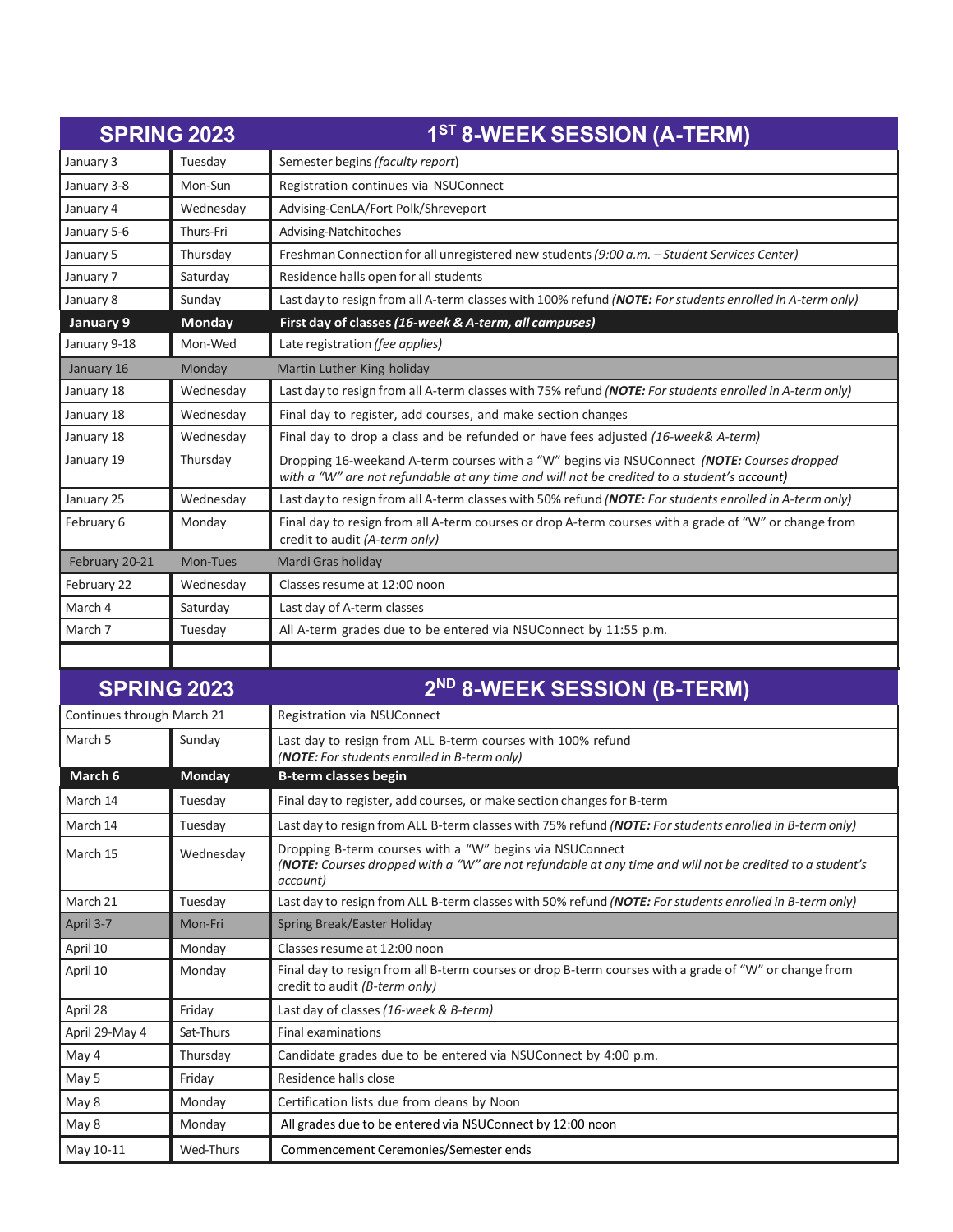| SPRING 2023 | | 1ST 8-WEEK SESSION (A-TERM) |
|---|---|---|
| January 3 | Tuesday | Semester begins *(faculty report)* |
| January 3-8 | Mon-Sun | Registration continues via NSUConnect |
| January 4 | Wednesday | Advising-CenLA/Fort Polk/Shreveport |
| January 5-6 | Thurs-Fri | Advising-Natchitoches |
| January 5 | Thursday | Freshman Connection for all unregistered new students *(9:00 a.m. – Student Services Center)* |
| January 7 | Saturday | Residence halls open for all students |
| January 8 | Sunday | Last day to resign from all A-term classes with 100% refund ***(NOTE:** For students enrolled in A-term only)* |
| **January 9** | **Monday** | **First day of classes *(16-week & A-term, all campuses)*** |
| January 9-18 | Mon-Wed | Late registration *(fee applies)* |
| January 16 | Monday | Martin Luther King holiday |
| January 18 | Wednesday | Last day to resign from all A-term classes with 75% refund ***(NOTE:** For students enrolled in A-term only)* |
| January 18 | Wednesday | Final day to register, add courses, and make section changes |
| January 18 | Wednesday | Final day to drop a class and be refunded or have fees adjusted *(16-week& A-term)* |
| January 19 | Thursday | Dropping 16-weekand A-term courses with a "W" begins via NSUConnect ***(NOTE:** Courses dropped with a "W" are not refundable at any time and will not be credited to a student's account)* |
| January 25 | Wednesday | Last day to resign from all A-term classes with 50% refund ***(NOTE:** For students enrolled in A-term only)* |
| February 6 | Monday | Final day to resign from all A-term courses or drop A-term courses with a grade of "W" or change from credit to audit *(A-term only)* |
| February 20-21 | Mon-Tues | Mardi Gras holiday |
| February 22 | Wednesday | Classes resume at 12:00 noon |
| March 4 | Saturday | Last day of A-term classes |
| March 7 | Tuesday | All A-term grades due to be entered via NSUConnect by 11:55 p.m. |
| | | |

| SPRING 2023 | | 2ND 8-WEEK SESSION (B-TERM) |
|---|---|---|
| Continues through March 21 | | Registration via NSUConnect |
| March 5 | Sunday | Last day to resign from ALL B-term courses with 100% refund ***(NOTE:** For students enrolled in B-term only)* |
| **March 6** | **Monday** | **B-term classes begin** |
| March 14 | Tuesday | Final day to register, add courses, or make section changes for B-term |
| March 14 | Tuesday | Last day to resign from ALL B-term classes with 75% refund ***(NOTE:** For students enrolled in B-term only)* |
| March 15 | Wednesday | Dropping B-term courses with a "W" begins via NSUConnect ***(NOTE:** Courses dropped with a "W" are not refundable at any time and will not be credited to a student's account)* |
| March 21 | Tuesday | Last day to resign from ALL B-term classes with 50% refund ***(NOTE:** For students enrolled in B-term only)* |
| April 3-7 | Mon-Fri | Spring Break/Easter Holiday |
| April 10 | Monday | Classes resume at 12:00 noon |
| April 10 | Monday | Final day to resign from all B-term courses or drop B-term courses with a grade of "W" or change from credit to audit *(B-term only)* |
| April 28 | Friday | Last day of classes *(16-week & B-term)* |
| April 29-May 4 | Sat-Thurs | Final examinations |
| May 4 | Thursday | Candidate grades due to be entered via NSUConnect by 4:00 p.m. |
| May 5 | Friday | Residence halls close |
| May 8 | Monday | Certification lists due from deans by Noon |
| May 8 | Monday | All grades due to be entered via NSUConnect by 12:00 noon |
| May 10-11 | Wed-Thurs | Commencement Ceremonies/Semester ends |